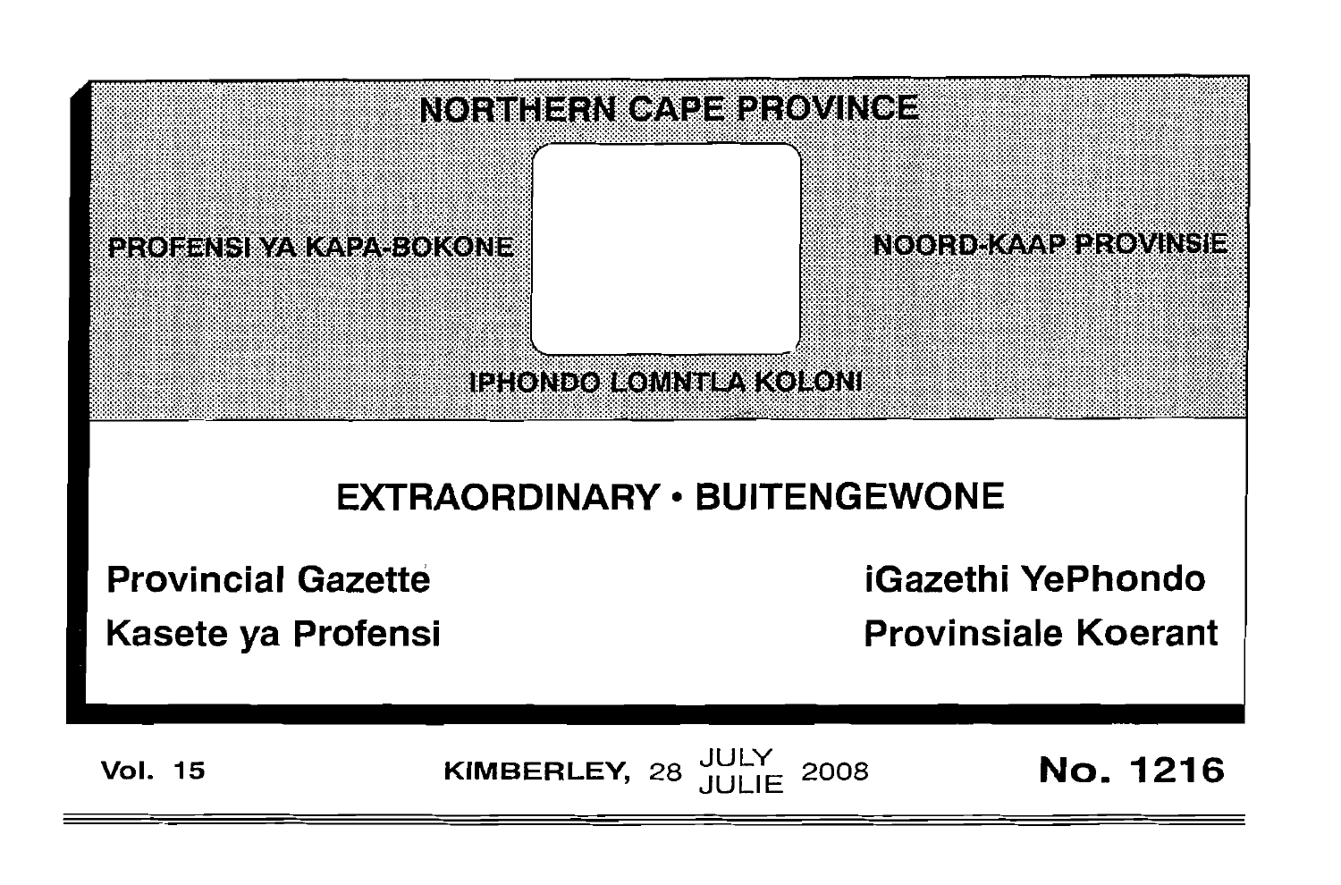# NORTHERN CAPE PROVINCE

PROFENSI YA KAPA-BOKONE

NOORD-KAAP PROVINSIE

IPHONDO LOMNTLA KOLONI

## EXTRAORDINARY • BUITENGEWONE

**Provincial Gazette**

**iGazethi YePhondo**

**Kasete ya Profensi**

**Provinsiale Koerant**

**Vol. 15** **KIMBERLEY, 28 JULY JULIE 2008** **No. 1216**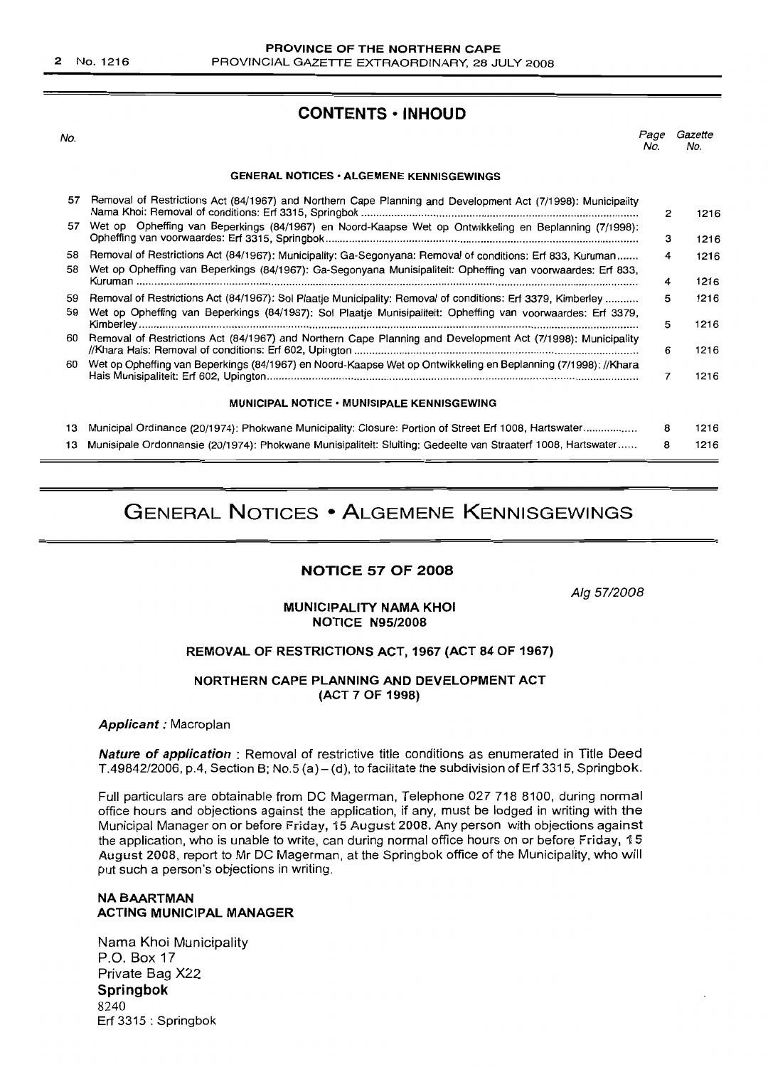## CONTENTS • INHOUD

| No. | | Page No. | Gazette No. |
|---|---|---|---|
| | **GENERAL NOTICES • ALGEMENE KENNISGEWINGS** | | |
| 57 | Removal of Restrictions Act (84/1967) and Northern Cape Planning and Development Act (7/1998): Municipality Nama Khoi: Removal of conditions: Erf 3315, Springbok | 2 | 1216 |
| 57 | Wet op Opheffing van Beperkings (84/1967) en Noord-Kaapse Wet op Ontwikkeling en Beplanning (7/1998): Opheffing van voorwaardes: Erf 3315, Springbok | 3 | 1216 |
| 58 | Removal of Restrictions Act (84/1967): Municipality: Ga-Segonyana: Removal of conditions: Erf 833, Kuruman | 4 | 1216 |
| 58 | Wet op Opheffing van Beperkings (84/1967): Ga-Segonyana Munisipaliteit: Opheffing van voorwaardes: Erf 833, Kuruman | 4 | 1216 |
| 59 | Removal of Restrictions Act (84/1967): Sol Plaatje Municipality: Removal of conditions: Erf 3379, Kimberley | 5 | 1216 |
| 59 | Wet op Opheffing van Beperkings (84/1967): Sol Plaatje Munisipaliteit: Opheffing van voorwaardes: Erf 3379, Kimberley | 5 | 1216 |
| 60 | Removal of Restrictions Act (84/1967) and Northern Cape Planning and Development Act (7/1998): Municipality //Khara Hais: Removal of conditions: Erf 602, Upington | 6 | 1216 |
| 60 | Wet op Opheffing van Beperkings (84/1967) en Noord-Kaapse Wet op Ontwikkeling en Beplanning (7/1998): //Khara Hais Munisipaliteit: Erf 602, Upington | 7 | 1216 |
| | **MUNICIPAL NOTICE • MUNISIPALE KENNISGEWING** | | |
| 13 | Municipal Ordinance (20/1974): Phokwane Municipality: Closure: Portion of Street Erf 1008, Hartswater | 8 | 1216 |
| 13 | Munisipale Ordonnansie (20/1974): Phokwane Munisipaliteit: Sluiting: Gedeelte van Straaterf 1008, Hartswater | 8 | 1216 |

# GENERAL NOTICES • ALGEMENE KENNISGEWINGS

## NOTICE 57 OF 2008

*Alg 57/2008*

**MUNICIPALITY NAMA KHOI**
**NOTICE N95/2008**

**REMOVAL OF RESTRICTIONS ACT, 1967 (ACT 84 OF 1967)**

**NORTHERN CAPE PLANNING AND DEVELOPMENT ACT (ACT 7 OF 1998)**

***Applicant :*** Macroplan

***Nature of application*** : Removal of restrictive title conditions as enumerated in Title Deed T.49842/2006, p.4, Section B; No.5 (a) – (d), to facilitate the subdivision of Erf 3315, Springbok.

Full particulars are obtainable from DC Magerman, Telephone 027 718 8100, during normal office hours and objections against the application, if any, must be lodged in writing with the Municipal Manager on or before Friday, 15 August 2008. Any person with objections against the application, who is unable to write, can during normal office hours on or before Friday, 15 August 2008, report to Mr DC Magerman, at the Springbok office of the Municipality, who will put such a person's objections in writing.

**NA BAARTMAN**
**ACTING MUNICIPAL MANAGER**

Nama Khoi Municipality
P.O. Box 17
Private Bag X22
**Springbok**
8240
Erf 3315 : Springbok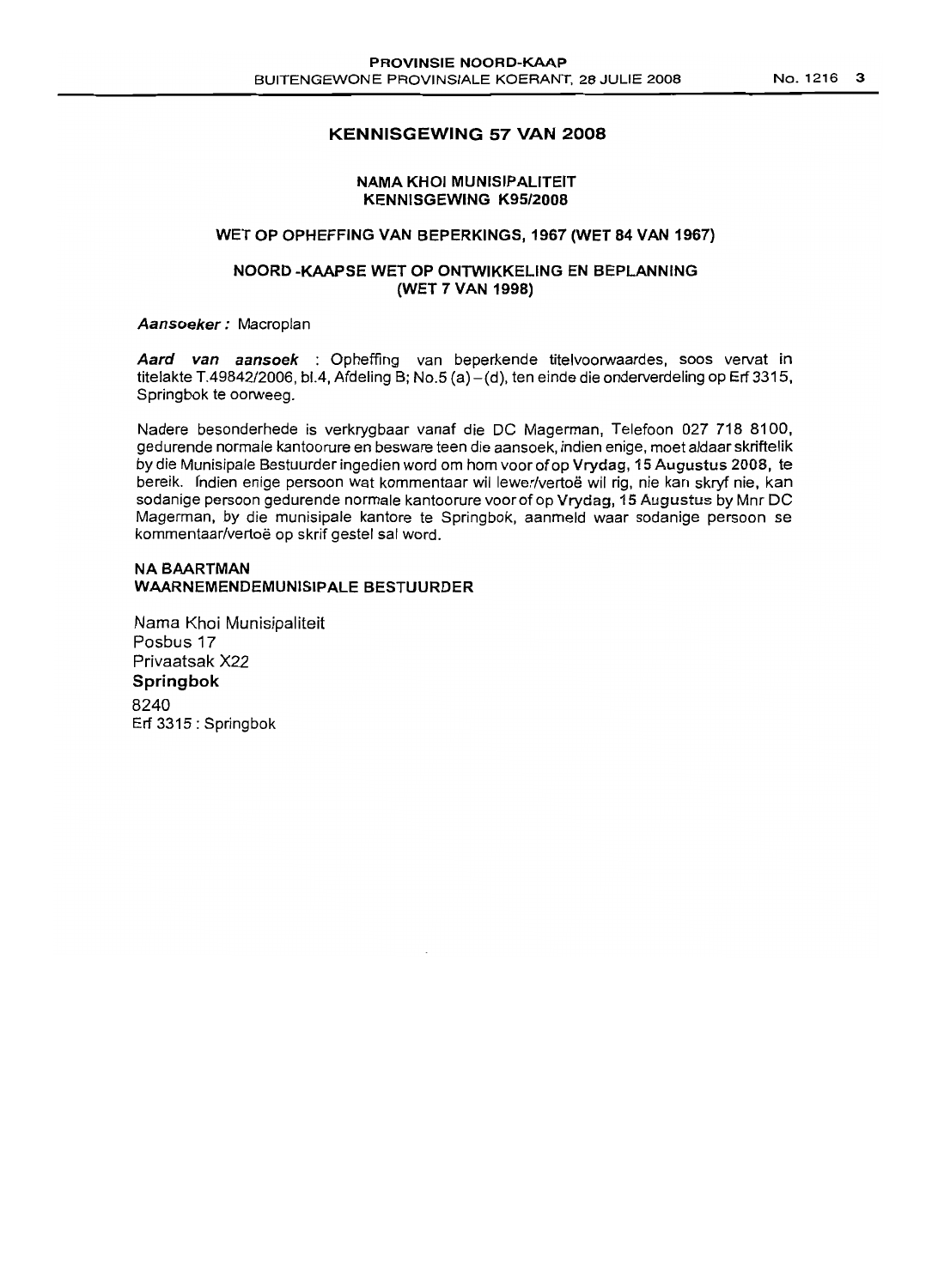## KENNISGEWING 57 VAN 2008

### NAMA KHOI MUNISIPALITEIT
### KENNISGEWING K95/2008

### WET OP OPHEFFING VAN BEPERKINGS, 1967 (WET 84 VAN 1967)

### NOORD -KAAPSE WET OP ONTWIKKELING EN BEPLANNING (WET 7 VAN 1998)

***Aansoeker :*** Macroplan

***Aard van aansoek*** : Opheffing van beperkende titelvoorwaardes, soos vervat in titelakte T.49842/2006, bl.4, Afdeling B; No.5 (a) – (d), ten einde die onderverdeling op Erf 3315, Springbok te oorweeg.

Nadere besonderhede is verkrygbaar vanaf die DC Magerman, Telefoon 027 718 8100, gedurende normale kantoorure en besware teen die aansoek, indien enige, moet aldaar skriftelik by die Munisipale Bestuurder ingedien word om hom voor of op **Vrydag, 15 Augustus 2008**, te bereik. Indien enige persoon wat kommentaar wil lewer/vertoë wil rig, nie kan skryf nie, kan sodanige persoon gedurende normale kantoorure voor of op **Vrydag, 15 Augustus** by Mnr DC Magerman, by die munisipale kantore te Springbok, aanmeld waar sodanige persoon se kommentaar/vertoë op skrif gestel sal word.

**NA BAARTMAN**
**WAARNEMENDEMUNISIPALE BESTUURDER**

Nama Khoi Munisipaliteit
Posbus 17
Privaatsak X22
**Springbok**
8240
Erf 3315 : Springbok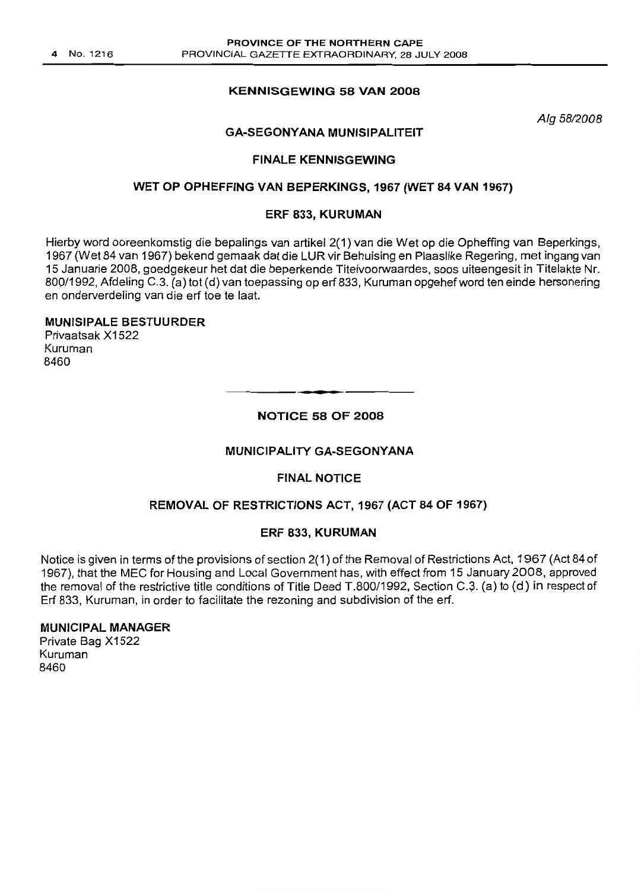## KENNISGEWING 58 VAN 2008

*Alg 58/2008*

### GA-SEGONYANA MUNISIPALITEIT

### FINALE KENNISGEWING

### WET OP OPHEFFING VAN BEPERKINGS, 1967 (WET 84 VAN 1967)

### ERF 833, KURUMAN

Hierby word ooreenkomstig die bepalings van artikel 2(1) van die Wet op die Opheffing van Beperkings, 1967 (Wet 84 van 1967) bekend gemaak dat die LUR vir Behuising en Plaaslike Regering, met ingang van 15 Januarie 2008, goedgekeur het dat die beperkende Titelvoorwaardes, soos uiteengesit in Titelakte Nr. 800/1992, Afdeling C.3. (a) tot (d) van toepassing op erf 833, Kuruman opgehef word ten einde hersonering en onderverdeling van die erf toe te laat.

**MUNISIPALE BESTUURDER**
Privaatsak X1522
Kuruman
8460

---

## NOTICE 58 OF 2008

### MUNICIPALITY GA-SEGONYANA

### FINAL NOTICE

### REMOVAL OF RESTRICTIONS ACT, 1967 (ACT 84 OF 1967)

### ERF 833, KURUMAN

Notice is given in terms of the provisions of section 2(1) of the Removal of Restrictions Act, 1967 (Act 84 of 1967), that the MEC for Housing and Local Government has, with effect from 15 January 2008, approved the removal of the restrictive title conditions of Title Deed T.800/1992, Section C.3. (a) to (d) in respect of Erf 833, Kuruman, in order to facilitate the rezoning and subdivision of the erf.

**MUNICIPAL MANAGER**
Private Bag X1522
Kuruman
8460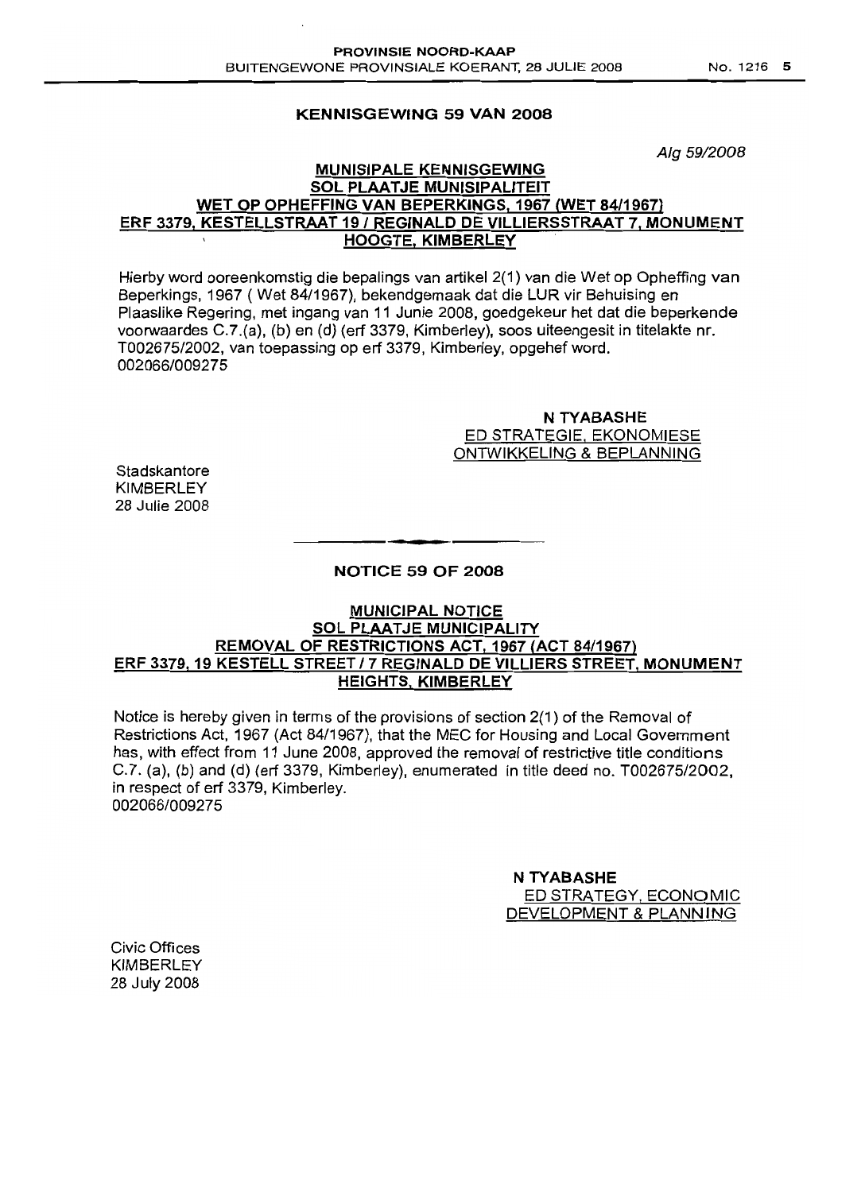## KENNISGEWING 59 VAN 2008

*Alg 59/2008*

**MUNISIPALE KENNISGEWING**
**SOL PLAATJE MUNISIPALITEIT**
**WET OP OPHEFFING VAN BEPERKINGS, 1967 (WET 84/1967)**
**ERF 3379, KESTELLSTRAAT 19 / REGINALD DE VILLIERSSTRAAT 7, MONUMENT HOOGTE, KIMBERLEY**

Hierby word ooreenkomstig die bepalings van artikel 2(1) van die Wet op Opheffing van Beperkings, 1967 ( Wet 84/1967), bekendgemaak dat die LUR vir Behuising en Plaaslike Regering, met ingang van 11 Junie 2008, goedgekeur het dat die beperkende voorwaardes C.7.(a), (b) en (d) (erf 3379, Kimberley), soos uiteengesit in titelakte nr. T002675/2002, van toepassing op erf 3379, Kimberley, opgehef word.
002066/009275

**N TYABASHE**
ED STRATEGIE, EKONOMIESE ONTWIKKELING & BEPLANNING

Stadskantore
KIMBERLEY
28 Julie 2008

---

## NOTICE 59 OF 2008

**MUNICIPAL NOTICE**
**SOL PLAATJE MUNICIPALITY**
**REMOVAL OF RESTRICTIONS ACT, 1967 (ACT 84/1967)**
**ERF 3379, 19 KESTELL STREET / 7 REGINALD DE VILLIERS STREET, MONUMENT HEIGHTS, KIMBERLEY**

Notice is hereby given in terms of the provisions of section 2(1) of the Removal of Restrictions Act, 1967 (Act 84/1967), that the MEC for Housing and Local Government has, with effect from 11 June 2008, approved the removal of restrictive title conditions C.7. (a), (b) and (d) (erf 3379, Kimberley), enumerated in title deed no. T002675/2002, in respect of erf 3379, Kimberley.
002066/009275

**N TYABASHE**
ED STRATEGY, ECONOMIC DEVELOPMENT & PLANNING

Civic Offices
KIMBERLEY
28 July 2008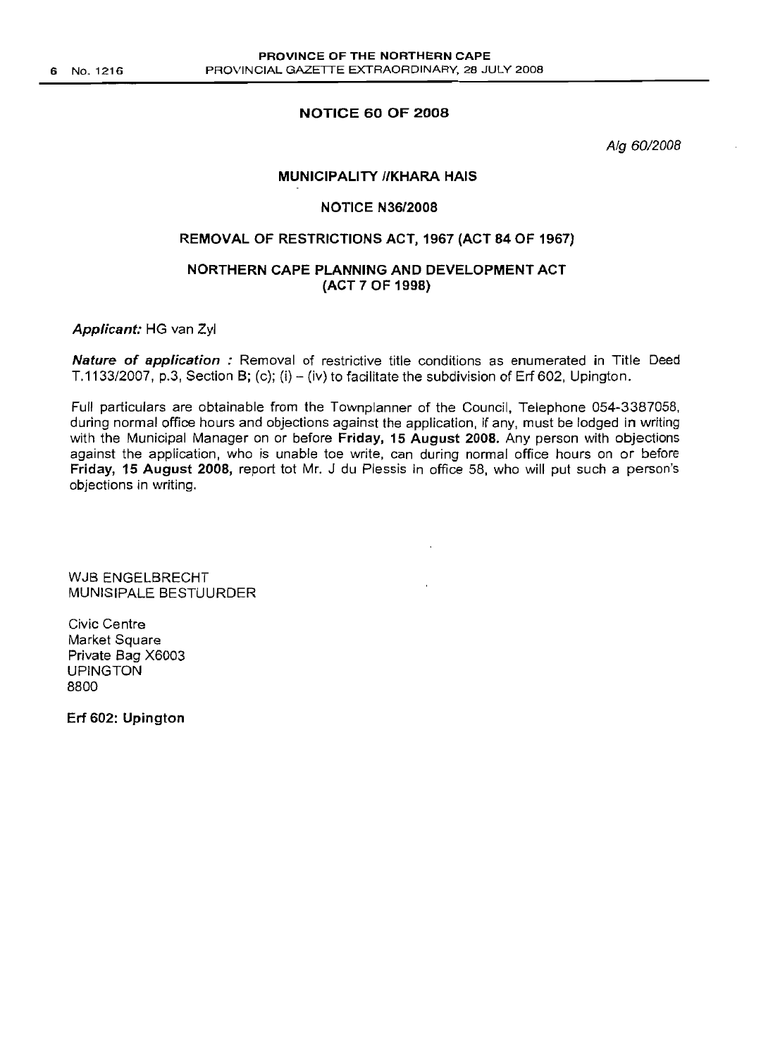## NOTICE 60 OF 2008

*Alg 60/2008*

### MUNICIPALITY //KHARA HAIS

### NOTICE N36/2008

### REMOVAL OF RESTRICTIONS ACT, 1967 (ACT 84 OF 1967)

### NORTHERN CAPE PLANNING AND DEVELOPMENT ACT (ACT 7 OF 1998)

***Applicant:*** HG van Zyl

***Nature of application :*** Removal of restrictive title conditions as enumerated in Title Deed T.1133/2007, p.3, Section B; (c); (i) – (iv) to facilitate the subdivision of Erf 602, Upington.

Full particulars are obtainable from the Townplanner of the Council, Telephone 054-3387058, during normal office hours and objections against the application, if any, must be lodged in writing with the Municipal Manager on or before **Friday, 15 August 2008.** Any person with objections against the application, who is unable toe write, can during normal office hours on or before **Friday, 15 August 2008,** report tot Mr. J du Plessis in office 58, who will put such a person's objections in writing.

WJB ENGELBRECHT
MUNISIPALE BESTUURDER

Civic Centre
Market Square
Private Bag X6003
UPINGTON
8800

**Erf 602: Upington**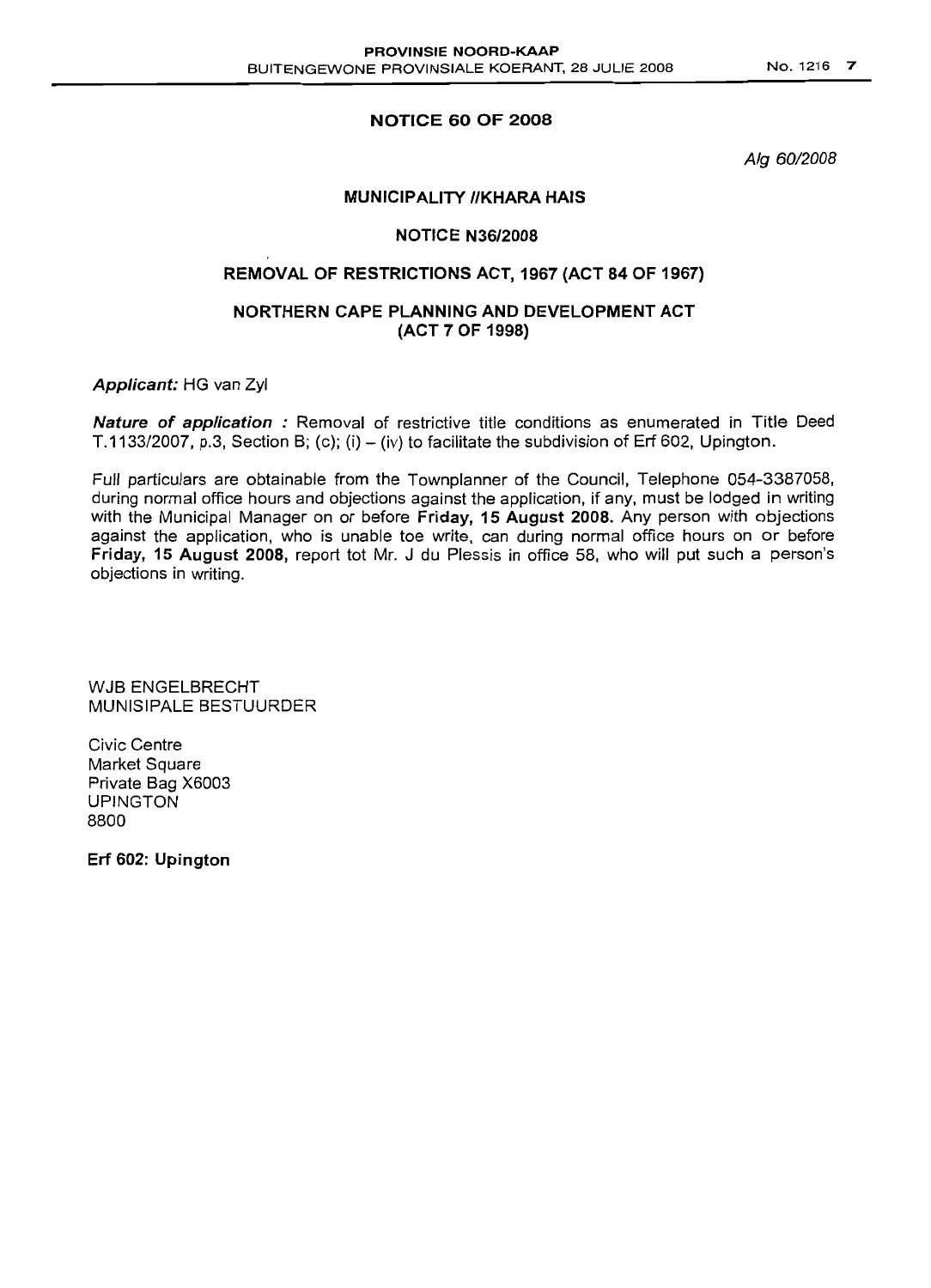## NOTICE 60 OF 2008

*Alg 60/2008*

### MUNICIPALITY //KHARA HAIS

### NOTICE N36/2008

### REMOVAL OF RESTRICTIONS ACT, 1967 (ACT 84 OF 1967)

### NORTHERN CAPE PLANNING AND DEVELOPMENT ACT (ACT 7 OF 1998)

***Applicant:*** HG van Zyl

***Nature of application :*** Removal of restrictive title conditions as enumerated in Title Deed T.1133/2007, p.3, Section B; (c); (i) – (iv) to facilitate the subdivision of Erf 602, Upington.

Full particulars are obtainable from the Townplanner of the Council, Telephone 054-3387058, during normal office hours and objections against the application, if any, must be lodged in writing with the Municipal Manager on or before **Friday, 15 August 2008.** Any person with objections against the application, who is unable toe write, can during normal office hours on or before **Friday, 15 August 2008,** report tot Mr. J du Plessis in office 58, who will put such a person's objections in writing.

WJB ENGELBRECHT
MUNISIPALE BESTUURDER

Civic Centre
Market Square
Private Bag X6003
UPINGTON
8800

**Erf 602: Upington**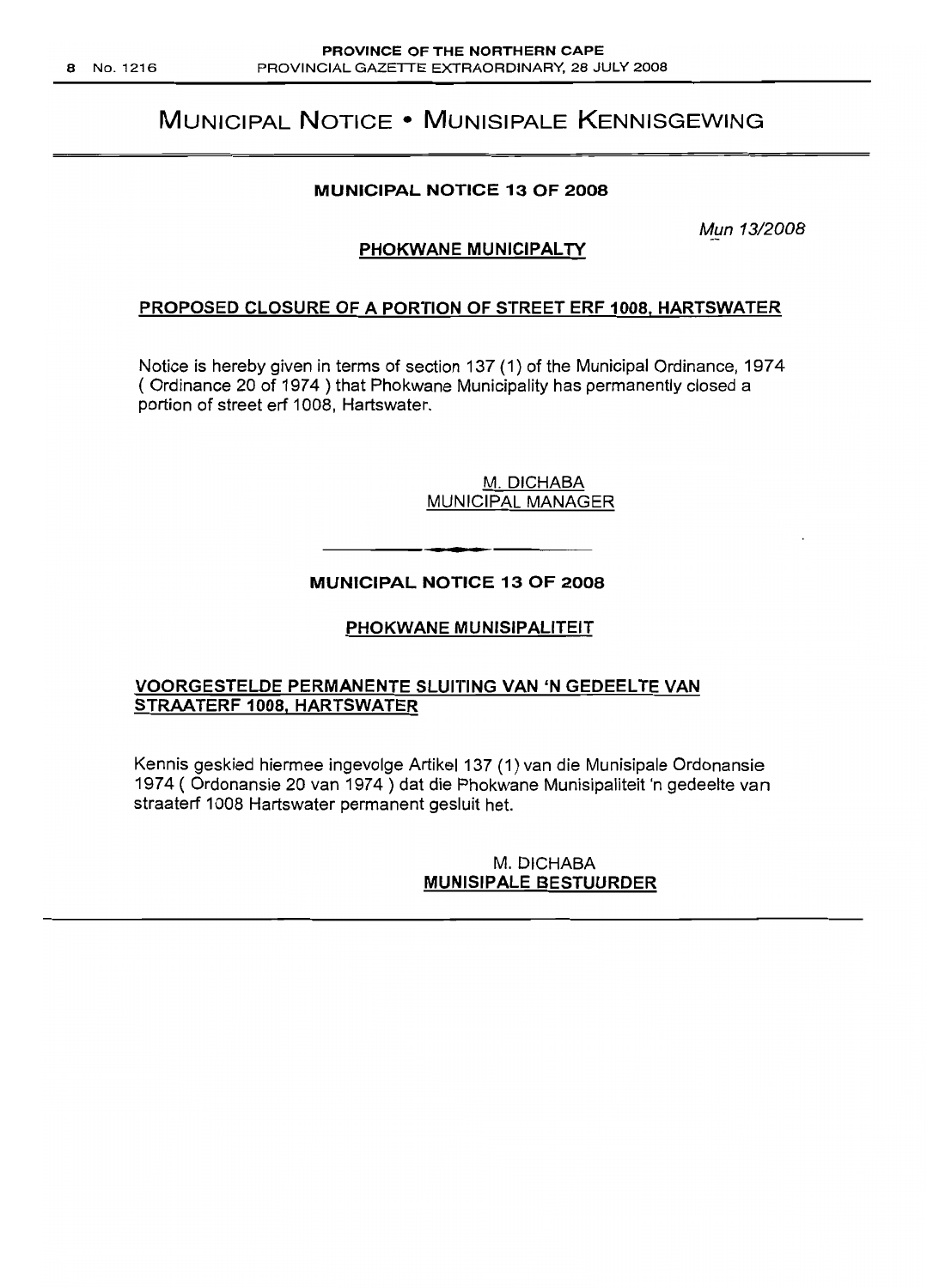# MUNICIPAL NOTICE • MUNISIPALE KENNISGEWING

## MUNICIPAL NOTICE 13 OF 2008

*Mun 13/2008*

**PHOKWANE MUNICIPALTY**

**PROPOSED CLOSURE OF A PORTION OF STREET ERF 1008, HARTSWATER**

Notice is hereby given in terms of section 137 (1) of the Municipal Ordinance, 1974 ( Ordinance 20 of 1974 ) that Phokwane Municipality has permanently closed a portion of street erf 1008, Hartswater.

M. DICHABA
MUNICIPAL MANAGER

---

## MUNICIPAL NOTICE 13 OF 2008

**PHOKWANE MUNISIPALITEIT**

**VOORGESTELDE PERMANENTE SLUITING VAN 'N GEDEELTE VAN STRAATERF 1008, HARTSWATER**

Kennis geskied hiermee ingevolge Artikel 137 (1) van die Munisipale Ordonansie 1974 ( Ordonansie 20 van 1974 ) dat die Phokwane Munisipaliteit 'n gedeelte van straaterf 1008 Hartswater permanent gesluit het.

M. DICHABA
**MUNISIPALE BESTUURDER**